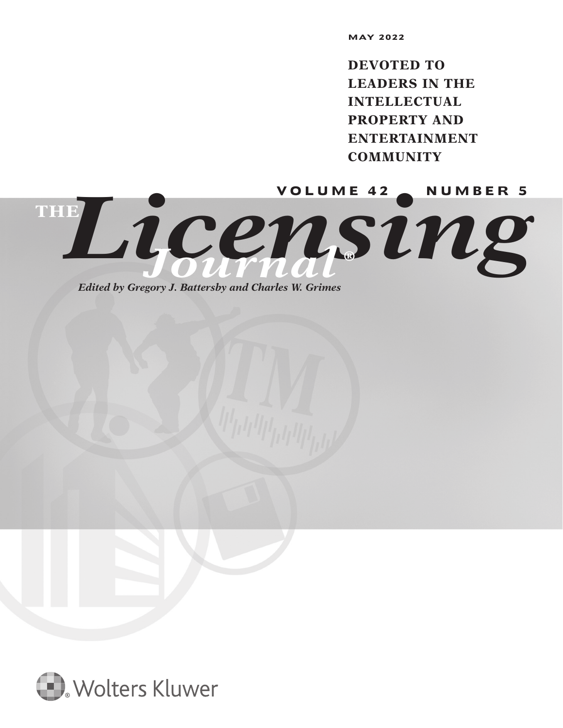MAY 2022

**DEVOTED TO LEADERS IN THE INTELLECTUAL PROPERTY AND ENTERTAINMENT COMMUNITY**

VOLUME 42 • NUMBER 5

# THE *Licensing Journal*®

*Edited by Gregory J. Battersby and Charles W. Grimes*

Wolters Kluwer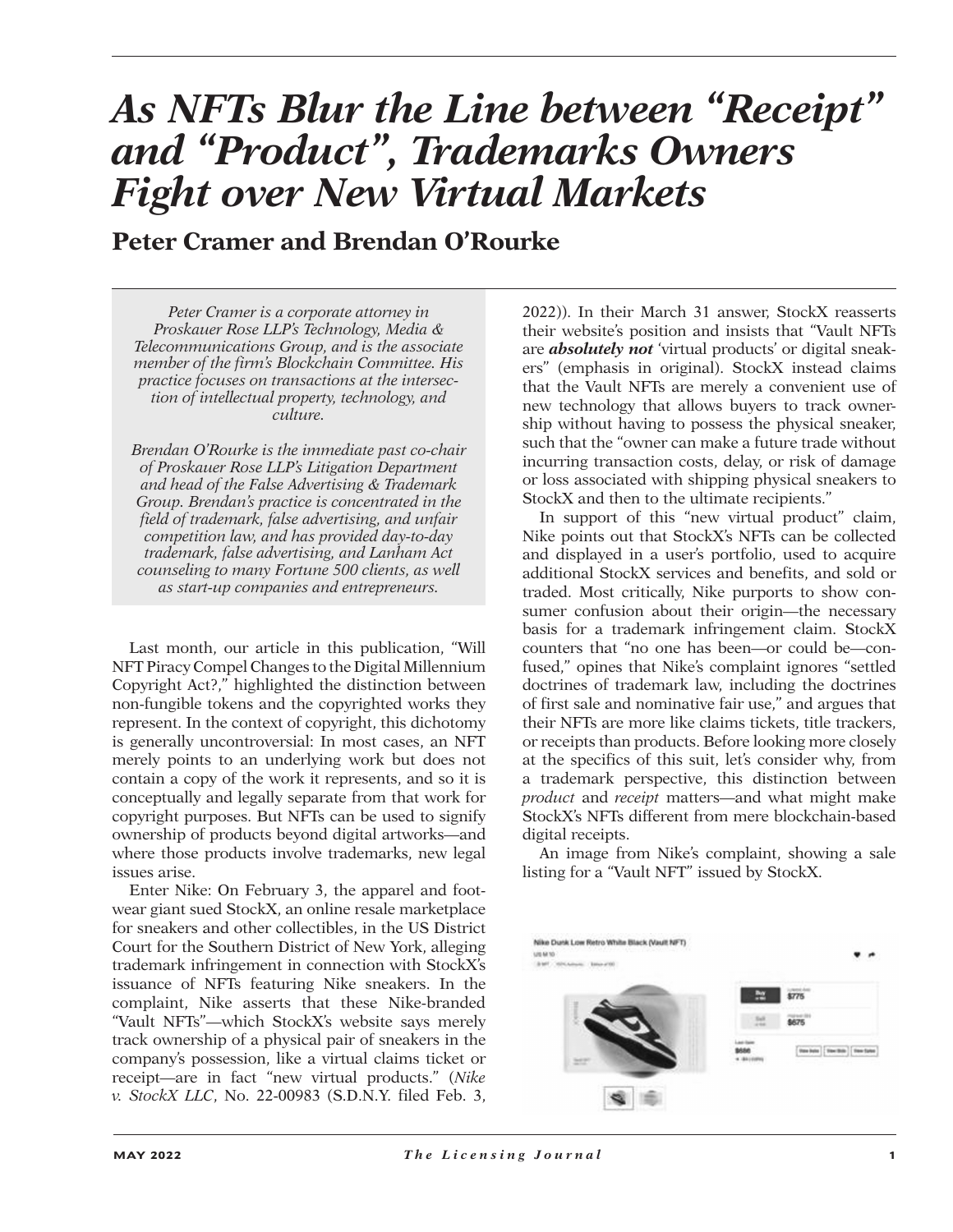# *As NFTs Blur the Line between "Receipt" and "Product", Trademarks Owners Fight over New Virtual Markets*

## Peter Cramer and Brendan O'Rourke

*Peter Cramer is a corporate attorney in Proskauer Rose LLP's Technology, Media & Telecommunications Group, and is the associate member of the firm's Blockchain Committee. His practice focuses on transactions at the intersection of intellectual property, technology, and culture.*

*Brendan O'Rourke is the immediate past co-chair of Proskauer Rose LLP's Litigation Department and head of the False Advertising & Trademark Group. Brendan's practice is concentrated in the field of trademark, false advertising, and unfair competition law, and has provided day-to-day trademark, false advertising, and Lanham Act counseling to many Fortune 500 clients, as well as start-up companies and entrepreneurs.*

Last month, our article in this publication, "Will NFT Piracy Compel Changes to the Digital Millennium Copyright Act?," highlighted the distinction between non-fungible tokens and the copyrighted works they represent. In the context of copyright, this dichotomy is generally uncontroversial: In most cases, an NFT merely points to an underlying work but does not contain a copy of the work it represents, and so it is conceptually and legally separate from that work for copyright purposes. But NFTs can be used to signify ownership of products beyond digital artworks—and where those products involve trademarks, new legal issues arise.

Enter Nike: On February 3, the apparel and footwear giant sued StockX, an online resale marketplace for sneakers and other collectibles, in the US District Court for the Southern District of New York, alleging trademark infringement in connection with StockX's issuance of NFTs featuring Nike sneakers. In the complaint, Nike asserts that these Nike-branded "Vault NFTs"—which StockX's website says merely track ownership of a physical pair of sneakers in the company's possession, like a virtual claims ticket or receipt—are in fact "new virtual products." (*Nike v. StockX LLC*, No. 22-00983 (S.D.N.Y. filed Feb. 3, 2022)). In their March 31 answer, StockX reasserts their website's position and insists that "Vault NFTs are ***absolutely not*** 'virtual products' or digital sneakers" (emphasis in original). StockX instead claims that the Vault NFTs are merely a convenient use of new technology that allows buyers to track ownership without having to possess the physical sneaker, such that the "owner can make a future trade without incurring transaction costs, delay, or risk of damage or loss associated with shipping physical sneakers to StockX and then to the ultimate recipients."

In support of this "new virtual product" claim, Nike points out that StockX's NFTs can be collected and displayed in a user's portfolio, used to acquire additional StockX services and benefits, and sold or traded. Most critically, Nike purports to show consumer confusion about their origin—the necessary basis for a trademark infringement claim. StockX counters that "no one has been—or could be—confused," opines that Nike's complaint ignores "settled doctrines of trademark law, including the doctrines of first sale and nominative fair use," and argues that their NFTs are more like claims tickets, title trackers, or receipts than products. Before looking more closely at the specifics of this suit, let's consider why, from a trademark perspective, this distinction between *product* and *receipt* matters—and what might make StockX's NFTs different from mere blockchain-based digital receipts.

An image from Nike's complaint, showing a sale listing for a "Vault NFT" issued by StockX.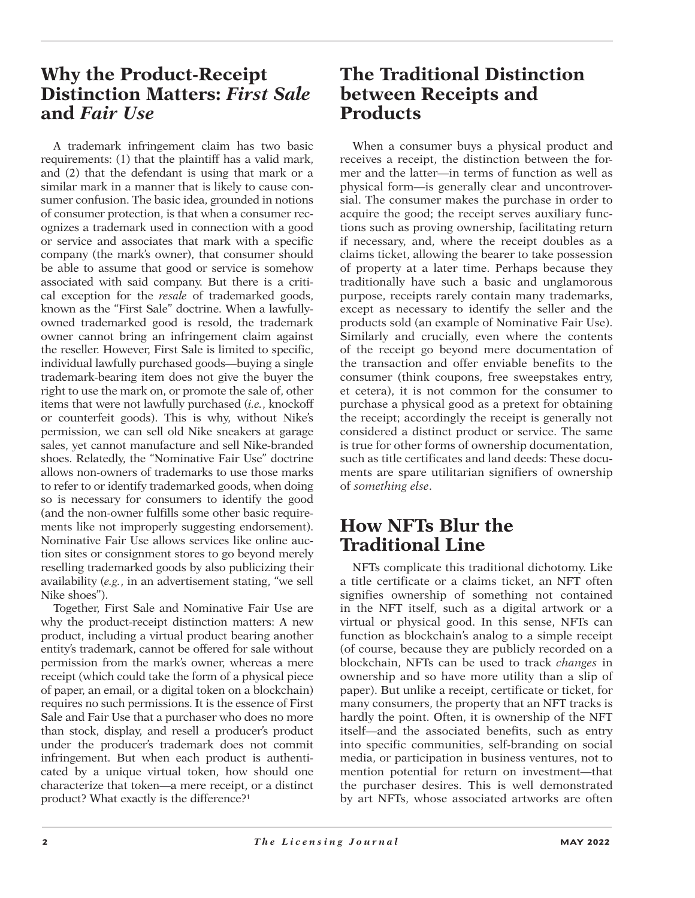## Why the Product-Receipt Distinction Matters: *First Sale* and *Fair Use*

A trademark infringement claim has two basic requirements: (1) that the plaintiff has a valid mark, and (2) that the defendant is using that mark or a similar mark in a manner that is likely to cause consumer confusion. The basic idea, grounded in notions of consumer protection, is that when a consumer recognizes a trademark used in connection with a good or service and associates that mark with a specific company (the mark's owner), that consumer should be able to assume that good or service is somehow associated with said company. But there is a critical exception for the *resale* of trademarked goods, known as the "First Sale" doctrine. When a lawfully-owned trademarked good is resold, the trademark owner cannot bring an infringement claim against the reseller. However, First Sale is limited to specific, individual lawfully purchased goods—buying a single trademark-bearing item does not give the buyer the right to use the mark on, or promote the sale of, other items that were not lawfully purchased (*i.e.*, knockoff or counterfeit goods). This is why, without Nike's permission, we can sell old Nike sneakers at garage sales, yet cannot manufacture and sell Nike-branded shoes. Relatedly, the "Nominative Fair Use" doctrine allows non-owners of trademarks to use those marks to refer to or identify trademarked goods, when doing so is necessary for consumers to identify the good (and the non-owner fulfills some other basic requirements like not improperly suggesting endorsement). Nominative Fair Use allows services like online auction sites or consignment stores to go beyond merely reselling trademarked goods by also publicizing their availability (*e.g.*, in an advertisement stating, "we sell Nike shoes").

Together, First Sale and Nominative Fair Use are why the product-receipt distinction matters: A new product, including a virtual product bearing another entity's trademark, cannot be offered for sale without permission from the mark's owner, whereas a mere receipt (which could take the form of a physical piece of paper, an email, or a digital token on a blockchain) requires no such permissions. It is the essence of First Sale and Fair Use that a purchaser who does no more than stock, display, and resell a producer's product under the producer's trademark does not commit infringement. But when each product is authenticated by a unique virtual token, how should one characterize that token—a mere receipt, or a distinct product? What exactly is the difference?[1]

## The Traditional Distinction between Receipts and Products

When a consumer buys a physical product and receives a receipt, the distinction between the former and the latter—in terms of function as well as physical form—is generally clear and uncontroversial. The consumer makes the purchase in order to acquire the good; the receipt serves auxiliary functions such as proving ownership, facilitating return if necessary, and, where the receipt doubles as a claims ticket, allowing the bearer to take possession of property at a later time. Perhaps because they traditionally have such a basic and unglamorous purpose, receipts rarely contain many trademarks, except as necessary to identify the seller and the products sold (an example of Nominative Fair Use). Similarly and crucially, even where the contents of the receipt go beyond mere documentation of the transaction and offer enviable benefits to the consumer (think coupons, free sweepstakes entry, et cetera), it is not common for the consumer to purchase a physical good as a pretext for obtaining the receipt; accordingly the receipt is generally not considered a distinct product or service. The same is true for other forms of ownership documentation, such as title certificates and land deeds: These documents are spare utilitarian signifiers of ownership of *something else*.

## How NFTs Blur the Traditional Line

NFTs complicate this traditional dichotomy. Like a title certificate or a claims ticket, an NFT often signifies ownership of something not contained in the NFT itself, such as a digital artwork or a virtual or physical good. In this sense, NFTs can function as blockchain's analog to a simple receipt (of course, because they are publicly recorded on a blockchain, NFTs can be used to track *changes* in ownership and so have more utility than a slip of paper). But unlike a receipt, certificate or ticket, for many consumers, the property that an NFT tracks is hardly the point. Often, it is ownership of the NFT itself—and the associated benefits, such as entry into specific communities, self-branding on social media, or participation in business ventures, not to mention potential for return on investment—that the purchaser desires. This is well demonstrated by art NFTs, whose associated artworks are often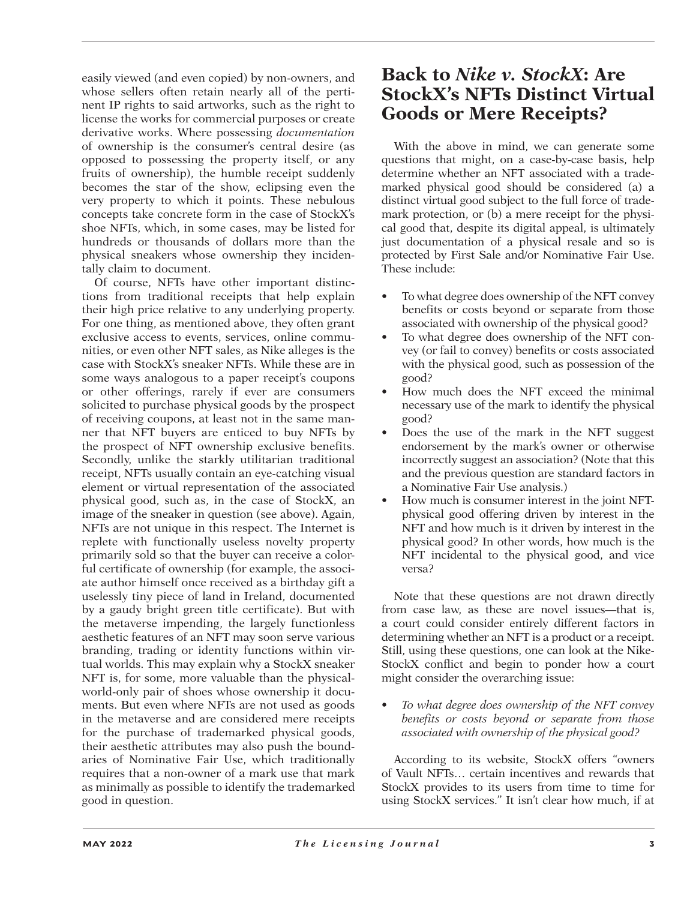easily viewed (and even copied) by non-owners, and whose sellers often retain nearly all of the pertinent IP rights to said artworks, such as the right to license the works for commercial purposes or create derivative works. Where possessing *documentation* of ownership is the consumer's central desire (as opposed to possessing the property itself, or any fruits of ownership), the humble receipt suddenly becomes the star of the show, eclipsing even the very property to which it points. These nebulous concepts take concrete form in the case of StockX's shoe NFTs, which, in some cases, may be listed for hundreds or thousands of dollars more than the physical sneakers whose ownership they incidentally claim to document.

Of course, NFTs have other important distinctions from traditional receipts that help explain their high price relative to any underlying property. For one thing, as mentioned above, they often grant exclusive access to events, services, online communities, or even other NFT sales, as Nike alleges is the case with StockX's sneaker NFTs. While these are in some ways analogous to a paper receipt's coupons or other offerings, rarely if ever are consumers solicited to purchase physical goods by the prospect of receiving coupons, at least not in the same manner that NFT buyers are enticed to buy NFTs by the prospect of NFT ownership exclusive benefits. Secondly, unlike the starkly utilitarian traditional receipt, NFTs usually contain an eye-catching visual element or virtual representation of the associated physical good, such as, in the case of StockX, an image of the sneaker in question (see above). Again, NFTs are not unique in this respect. The Internet is replete with functionally useless novelty property primarily sold so that the buyer can receive a colorful certificate of ownership (for example, the associate author himself once received as a birthday gift a uselessly tiny piece of land in Ireland, documented by a gaudy bright green title certificate). But with the metaverse impending, the largely functionless aesthetic features of an NFT may soon serve various branding, trading or identity functions within virtual worlds. This may explain why a StockX sneaker NFT is, for some, more valuable than the physical-world-only pair of shoes whose ownership it documents. But even where NFTs are not used as goods in the metaverse and are considered mere receipts for the purchase of trademarked physical goods, their aesthetic attributes may also push the boundaries of Nominative Fair Use, which traditionally requires that a non-owner of a mark use that mark as minimally as possible to identify the trademarked good in question.

## Back to *Nike v. StockX*: Are StockX's NFTs Distinct Virtual Goods or Mere Receipts?

With the above in mind, we can generate some questions that might, on a case-by-case basis, help determine whether an NFT associated with a trademarked physical good should be considered (a) a distinct virtual good subject to the full force of trademark protection, or (b) a mere receipt for the physical good that, despite its digital appeal, is ultimately just documentation of a physical resale and so is protected by First Sale and/or Nominative Fair Use. These include:

- To what degree does ownership of the NFT convey benefits or costs beyond or separate from those associated with ownership of the physical good?
- To what degree does ownership of the NFT convey (or fail to convey) benefits or costs associated with the physical good, such as possession of the good?
- How much does the NFT exceed the minimal necessary use of the mark to identify the physical good?
- Does the use of the mark in the NFT suggest endorsement by the mark's owner or otherwise incorrectly suggest an association? (Note that this and the previous question are standard factors in a Nominative Fair Use analysis.)
- How much is consumer interest in the joint NFT-physical good offering driven by interest in the NFT and how much is it driven by interest in the physical good? In other words, how much is the NFT incidental to the physical good, and vice versa?

Note that these questions are not drawn directly from case law, as these are novel issues—that is, a court could consider entirely different factors in determining whether an NFT is a product or a receipt. Still, using these questions, one can look at the Nike-StockX conflict and begin to ponder how a court might consider the overarching issue:

- *To what degree does ownership of the NFT convey benefits or costs beyond or separate from those associated with ownership of the physical good?*

According to its website, StockX offers "owners of Vault NFTs… certain incentives and rewards that StockX provides to its users from time to time for using StockX services." It isn't clear how much, if at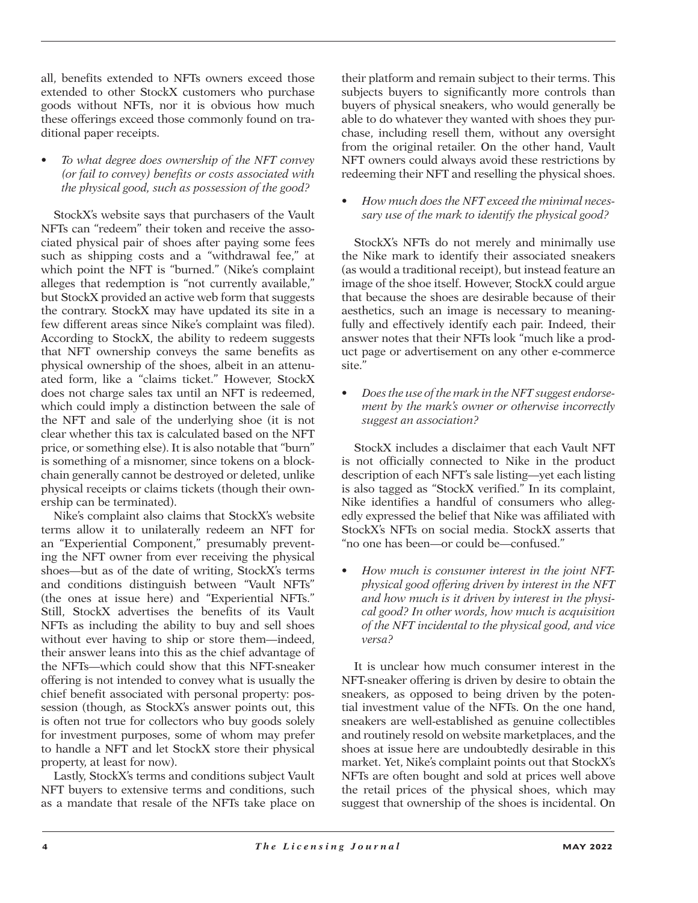all, benefits extended to NFTs owners exceed those extended to other StockX customers who purchase goods without NFTs, nor it is obvious how much these offerings exceed those commonly found on traditional paper receipts.

- *To what degree does ownership of the NFT convey (or fail to convey) benefits or costs associated with the physical good, such as possession of the good?*

StockX's website says that purchasers of the Vault NFTs can "redeem" their token and receive the associated physical pair of shoes after paying some fees such as shipping costs and a "withdrawal fee," at which point the NFT is "burned." (Nike's complaint alleges that redemption is "not currently available," but StockX provided an active web form that suggests the contrary. StockX may have updated its site in a few different areas since Nike's complaint was filed). According to StockX, the ability to redeem suggests that NFT ownership conveys the same benefits as physical ownership of the shoes, albeit in an attenuated form, like a "claims ticket." However, StockX does not charge sales tax until an NFT is redeemed, which could imply a distinction between the sale of the NFT and sale of the underlying shoe (it is not clear whether this tax is calculated based on the NFT price, or something else). It is also notable that "burn" is something of a misnomer, since tokens on a blockchain generally cannot be destroyed or deleted, unlike physical receipts or claims tickets (though their ownership can be terminated).

Nike's complaint also claims that StockX's website terms allow it to unilaterally redeem an NFT for an "Experiential Component," presumably preventing the NFT owner from ever receiving the physical shoes—but as of the date of writing, StockX's terms and conditions distinguish between "Vault NFTs" (the ones at issue here) and "Experiential NFTs." Still, StockX advertises the benefits of its Vault NFTs as including the ability to buy and sell shoes without ever having to ship or store them—indeed, their answer leans into this as the chief advantage of the NFTs—which could show that this NFT-sneaker offering is not intended to convey what is usually the chief benefit associated with personal property: possession (though, as StockX's answer points out, this is often not true for collectors who buy goods solely for investment purposes, some of whom may prefer to handle a NFT and let StockX store their physical property, at least for now).

Lastly, StockX's terms and conditions subject Vault NFT buyers to extensive terms and conditions, such as a mandate that resale of the NFTs take place on their platform and remain subject to their terms. This subjects buyers to significantly more controls than buyers of physical sneakers, who would generally be able to do whatever they wanted with shoes they purchase, including resell them, without any oversight from the original retailer. On the other hand, Vault NFT owners could always avoid these restrictions by redeeming their NFT and reselling the physical shoes.

- *How much does the NFT exceed the minimal necessary use of the mark to identify the physical good?*

StockX's NFTs do not merely and minimally use the Nike mark to identify their associated sneakers (as would a traditional receipt), but instead feature an image of the shoe itself. However, StockX could argue that because the shoes are desirable because of their aesthetics, such an image is necessary to meaningfully and effectively identify each pair. Indeed, their answer notes that their NFTs look "much like a product page or advertisement on any other e-commerce site."

- *Does the use of the mark in the NFT suggest endorsement by the mark's owner or otherwise incorrectly suggest an association?*

StockX includes a disclaimer that each Vault NFT is not officially connected to Nike in the product description of each NFT's sale listing—yet each listing is also tagged as "StockX verified." In its complaint, Nike identifies a handful of consumers who allegedly expressed the belief that Nike was affiliated with StockX's NFTs on social media. StockX asserts that "no one has been—or could be—confused."

- *How much is consumer interest in the joint NFT-physical good offering driven by interest in the NFT and how much is it driven by interest in the physical good? In other words, how much is acquisition of the NFT incidental to the physical good, and vice versa?*

It is unclear how much consumer interest in the NFT-sneaker offering is driven by desire to obtain the sneakers, as opposed to being driven by the potential investment value of the NFTs. On the one hand, sneakers are well-established as genuine collectibles and routinely resold on website marketplaces, and the shoes at issue here are undoubtedly desirable in this market. Yet, Nike's complaint points out that StockX's NFTs are often bought and sold at prices well above the retail prices of the physical shoes, which may suggest that ownership of the shoes is incidental. On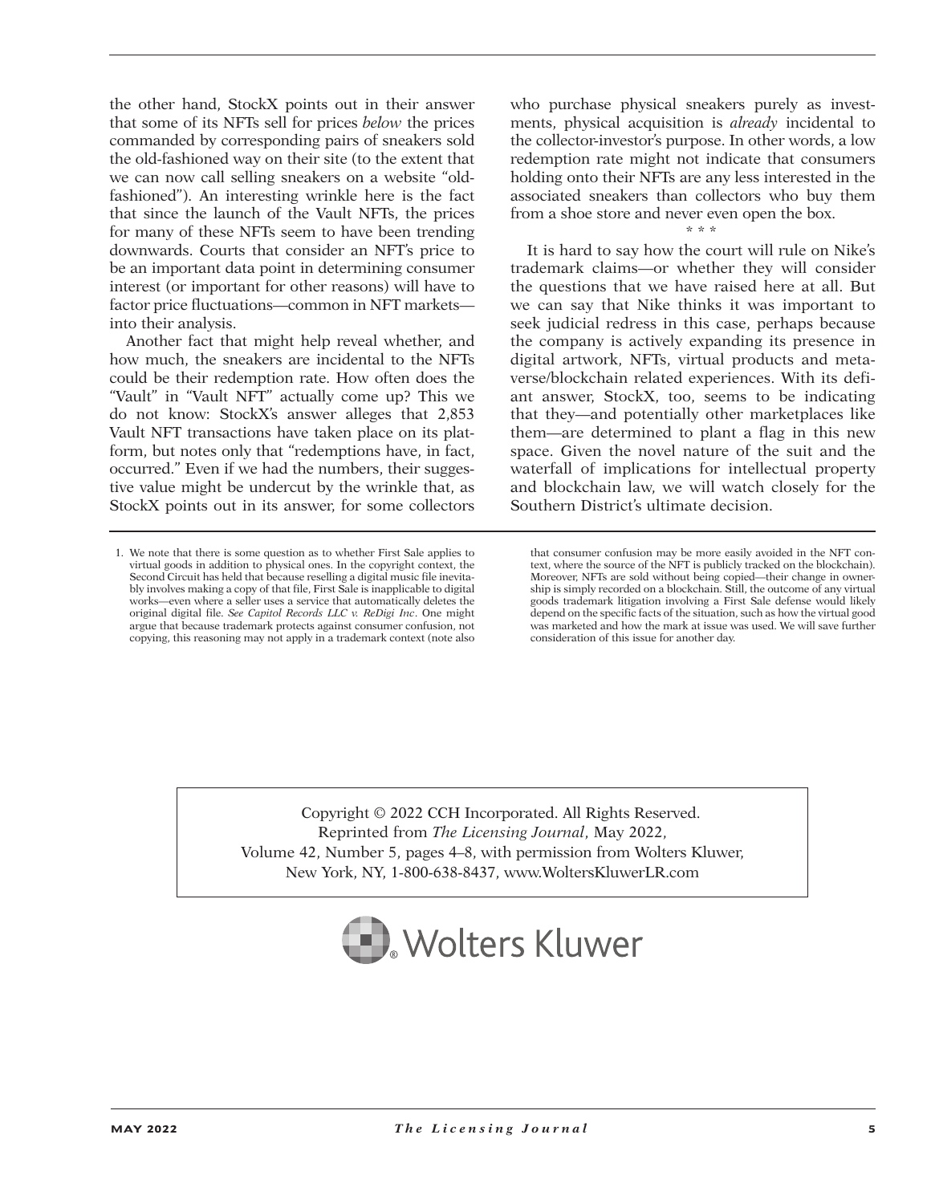the other hand, StockX points out in their answer that some of its NFTs sell for prices *below* the prices commanded by corresponding pairs of sneakers sold the old-fashioned way on their site (to the extent that we can now call selling sneakers on a website "old-fashioned"). An interesting wrinkle here is the fact that since the launch of the Vault NFTs, the prices for many of these NFTs seem to have been trending downwards. Courts that consider an NFT's price to be an important data point in determining consumer interest (or important for other reasons) will have to factor price fluctuations—common in NFT markets—into their analysis.

Another fact that might help reveal whether, and how much, the sneakers are incidental to the NFTs could be their redemption rate. How often does the "Vault" in "Vault NFT" actually come up? This we do not know: StockX's answer alleges that 2,853 Vault NFT transactions have taken place on its platform, but notes only that "redemptions have, in fact, occurred." Even if we had the numbers, their suggestive value might be undercut by the wrinkle that, as StockX points out in its answer, for some collectors who purchase physical sneakers purely as investments, physical acquisition is *already* incidental to the collector-investor's purpose. In other words, a low redemption rate might not indicate that consumers holding onto their NFTs are any less interested in the associated sneakers than collectors who buy them from a shoe store and never even open the box.

\* \* \*

It is hard to say how the court will rule on Nike's trademark claims—or whether they will consider the questions that we have raised here at all. But we can say that Nike thinks it was important to seek judicial redress in this case, perhaps because the company is actively expanding its presence in digital artwork, NFTs, virtual products and metaverse/blockchain related experiences. With its defiant answer, StockX, too, seems to be indicating that they—and potentially other marketplaces like them—are determined to plant a flag in this new space. Given the novel nature of the suit and the waterfall of implications for intellectual property and blockchain law, we will watch closely for the Southern District's ultimate decision.

---

1. We note that there is some question as to whether First Sale applies to virtual goods in addition to physical ones. In the copyright context, the Second Circuit has held that because reselling a digital music file inevitably involves making a copy of that file, First Sale is inapplicable to digital works—even where a seller uses a service that automatically deletes the original digital file. *See Capitol Records LLC v. ReDigi Inc*. One might argue that because trademark protects against consumer confusion, not copying, this reasoning may not apply in a trademark context (note also that consumer confusion may be more easily avoided in the NFT context, where the source of the NFT is publicly tracked on the blockchain). Moreover, NFTs are sold without being copied—their change in ownership is simply recorded on a blockchain. Still, the outcome of any virtual goods trademark litigation involving a First Sale defense would likely depend on the specific facts of the situation, such as how the virtual good was marketed and how the mark at issue was used. We will save further consideration of this issue for another day.

Copyright © 2022 CCH Incorporated. All Rights Reserved.
Reprinted from *The Licensing Journal*, May 2022,
Volume 42, Number 5, pages 4–8, with permission from Wolters Kluwer,
New York, NY, 1-800-638-8437, www.WoltersKluwerLR.com

Wolters Kluwer